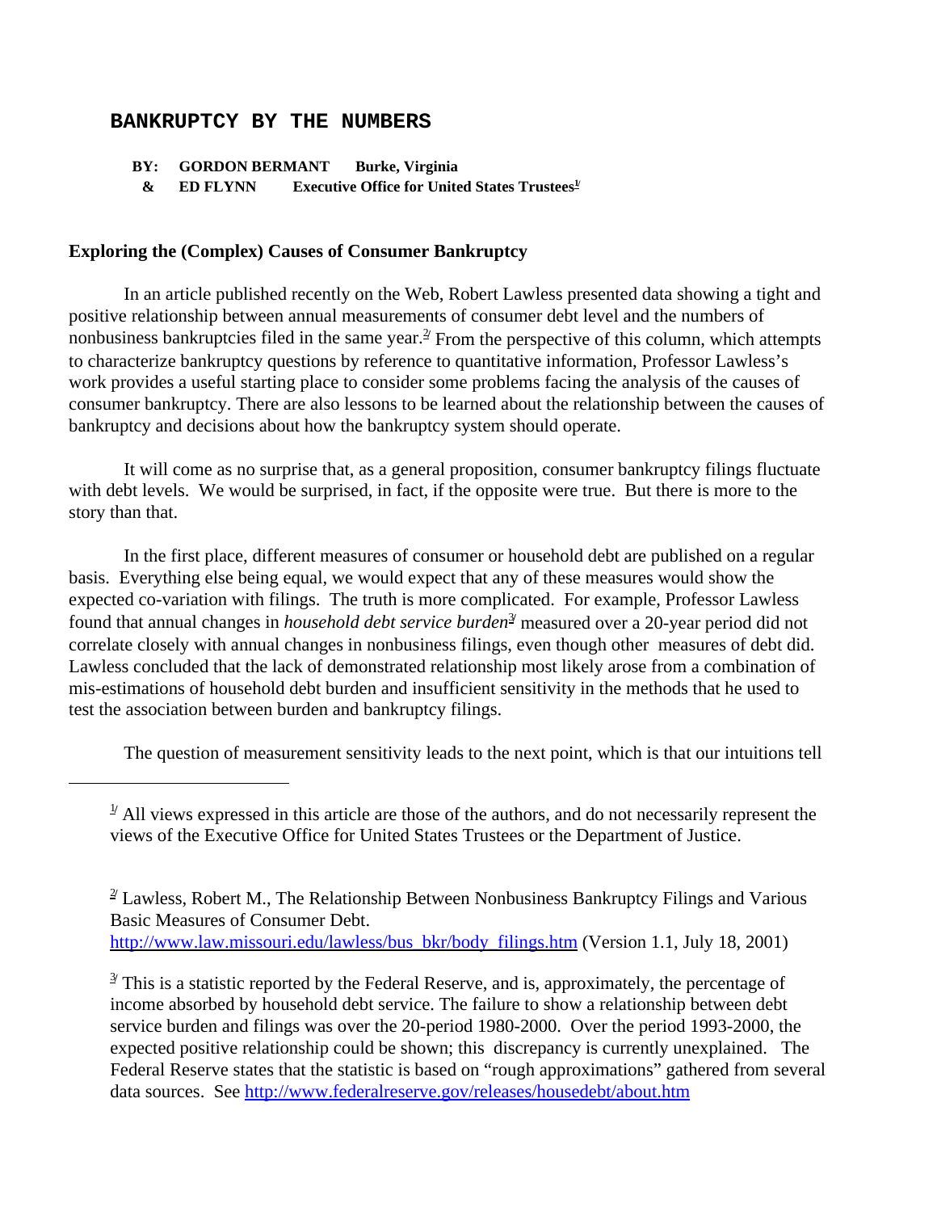# BANKRUPTCY BY THE NUMBERS

**BY: GORDON BERMANT Burke, Virginia**
**& ED FLYNN Executive Office for United States Trustees[1]**

## Exploring the (Complex) Causes of Consumer Bankruptcy

In an article published recently on the Web, Robert Lawless presented data showing a tight and positive relationship between annual measurements of consumer debt level and the numbers of nonbusiness bankruptcies filed in the same year.[2] From the perspective of this column, which attempts to characterize bankruptcy questions by reference to quantitative information, Professor Lawless's work provides a useful starting place to consider some problems facing the analysis of the causes of consumer bankruptcy. There are also lessons to be learned about the relationship between the causes of bankruptcy and decisions about how the bankruptcy system should operate.

It will come as no surprise that, as a general proposition, consumer bankruptcy filings fluctuate with debt levels. We would be surprised, in fact, if the opposite were true. But there is more to the story than that.

In the first place, different measures of consumer or household debt are published on a regular basis. Everything else being equal, we would expect that any of these measures would show the expected co-variation with filings. The truth is more complicated. For example, Professor Lawless found that annual changes in *household debt service burden*[3] measured over a 20-year period did not correlate closely with annual changes in nonbusiness filings, even though other measures of debt did. Lawless concluded that the lack of demonstrated relationship most likely arose from a combination of mis-estimations of household debt burden and insufficient sensitivity in the methods that he used to test the association between burden and bankruptcy filings.

The question of measurement sensitivity leads to the next point, which is that our intuitions tell

---

[1] All views expressed in this article are those of the authors, and do not necessarily represent the views of the Executive Office for United States Trustees or the Department of Justice.

[2] Lawless, Robert M., The Relationship Between Nonbusiness Bankruptcy Filings and Various Basic Measures of Consumer Debt. http://www.law.missouri.edu/lawless/bus_bkr/body_filings.htm (Version 1.1, July 18, 2001)

[3] This is a statistic reported by the Federal Reserve, and is, approximately, the percentage of income absorbed by household debt service. The failure to show a relationship between debt service burden and filings was over the 20-period 1980-2000. Over the period 1993-2000, the expected positive relationship could be shown; this discrepancy is currently unexplained. The Federal Reserve states that the statistic is based on "rough approximations" gathered from several data sources. See http://www.federalreserve.gov/releases/housedebt/about.htm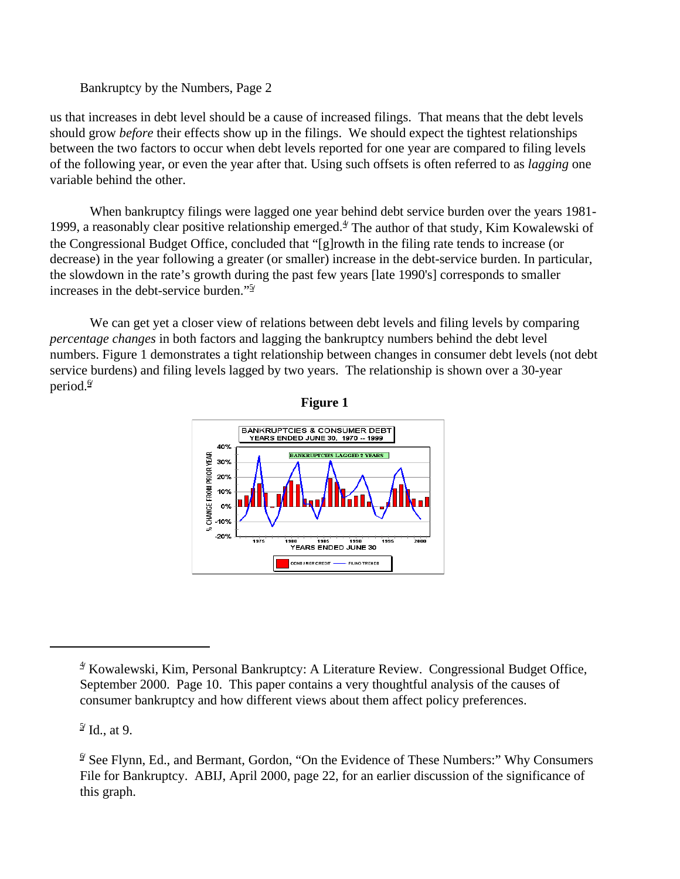us that increases in debt level should be a cause of increased filings. That means that the debt levels should grow *before* their effects show up in the filings. We should expect the tightest relationships between the two factors to occur when debt levels reported for one year are compared to filing levels of the following year, or even the year after that. Using such offsets is often referred to as *lagging* one variable behind the other.

When bankruptcy filings were lagged one year behind debt service burden over the years 1981-1999, a reasonably clear positive relationship emerged.[4] The author of that study, Kim Kowalewski of the Congressional Budget Office, concluded that "[g]rowth in the filing rate tends to increase (or decrease) in the year following a greater (or smaller) increase in the debt-service burden. In particular, the slowdown in the rate's growth during the past few years [late 1990's] corresponds to smaller increases in the debt-service burden."[5]

We can get yet a closer view of relations between debt levels and filing levels by comparing *percentage changes* in both factors and lagging the bankruptcy numbers behind the debt level numbers. Figure 1 demonstrates a tight relationship between changes in consumer debt levels (not debt service burdens) and filing levels lagged by two years. The relationship is shown over a 30-year period.[6]

**Figure 1**

BANKRUPTCIES & CONSUMER DEBT
YEARS ENDED JUNE 30, 1970 -- 1999

---

[4] Kowalewski, Kim, Personal Bankruptcy: A Literature Review. Congressional Budget Office, September 2000. Page 10. This paper contains a very thoughtful analysis of the causes of consumer bankruptcy and how different views about them affect policy preferences.

[5] Id., at 9.

[6] See Flynn, Ed., and Bermant, Gordon, "On the Evidence of These Numbers:" Why Consumers File for Bankruptcy. ABIJ, April 2000, page 22, for an earlier discussion of the significance of this graph.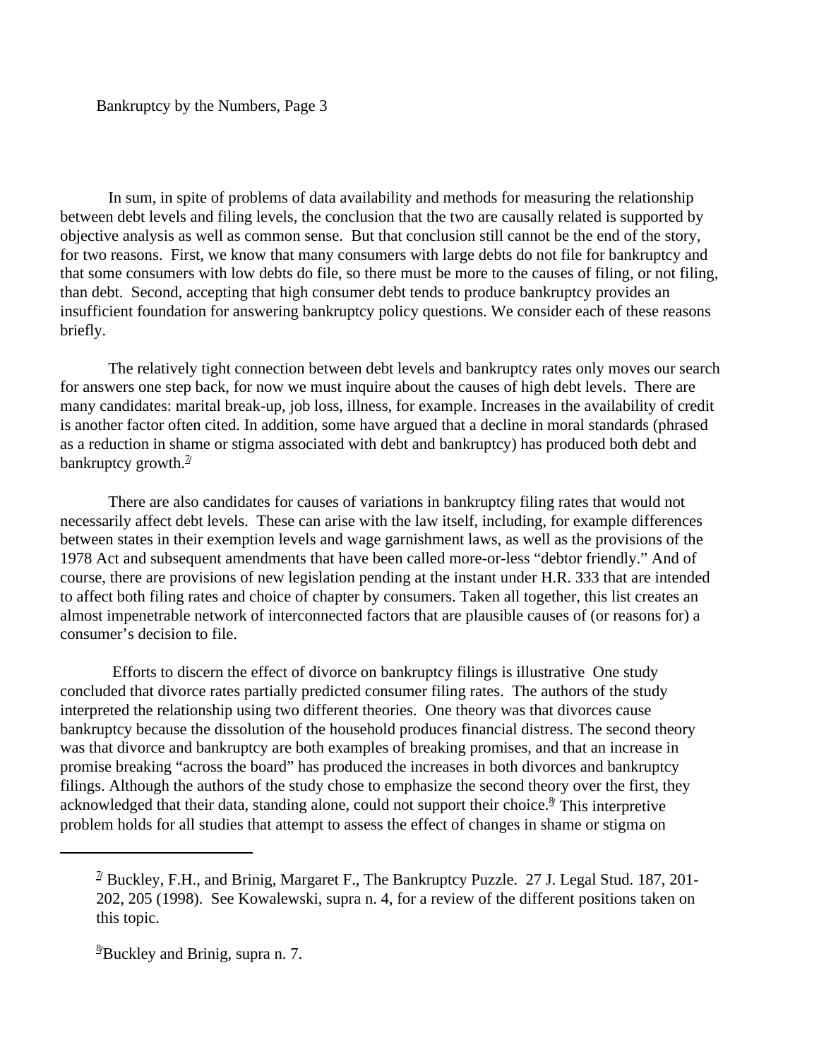In sum, in spite of problems of data availability and methods for measuring the relationship between debt levels and filing levels, the conclusion that the two are causally related is supported by objective analysis as well as common sense. But that conclusion still cannot be the end of the story, for two reasons. First, we know that many consumers with large debts do not file for bankruptcy and that some consumers with low debts do file, so there must be more to the causes of filing, or not filing, than debt. Second, accepting that high consumer debt tends to produce bankruptcy provides an insufficient foundation for answering bankruptcy policy questions. We consider each of these reasons briefly.

The relatively tight connection between debt levels and bankruptcy rates only moves our search for answers one step back, for now we must inquire about the causes of high debt levels. There are many candidates: marital break-up, job loss, illness, for example. Increases in the availability of credit is another factor often cited. In addition, some have argued that a decline in moral standards (phrased as a reduction in shame or stigma associated with debt and bankruptcy) has produced both debt and bankruptcy growth.[7]

There are also candidates for causes of variations in bankruptcy filing rates that would not necessarily affect debt levels. These can arise with the law itself, including, for example differences between states in their exemption levels and wage garnishment laws, as well as the provisions of the 1978 Act and subsequent amendments that have been called more-or-less "debtor friendly." And of course, there are provisions of new legislation pending at the instant under H.R. 333 that are intended to affect both filing rates and choice of chapter by consumers. Taken all together, this list creates an almost impenetrable network of interconnected factors that are plausible causes of (or reasons for) a consumer's decision to file.

Efforts to discern the effect of divorce on bankruptcy filings is illustrative One study concluded that divorce rates partially predicted consumer filing rates. The authors of the study interpreted the relationship using two different theories. One theory was that divorces cause bankruptcy because the dissolution of the household produces financial distress. The second theory was that divorce and bankruptcy are both examples of breaking promises, and that an increase in promise breaking "across the board" has produced the increases in both divorces and bankruptcy filings. Although the authors of the study chose to emphasize the second theory over the first, they acknowledged that their data, standing alone, could not support their choice.[8] This interpretive problem holds for all studies that attempt to assess the effect of changes in shame or stigma on

---

[7] Buckley, F.H., and Brinig, Margaret F., The Bankruptcy Puzzle. 27 J. Legal Stud. 187, 201-202, 205 (1998). See Kowalewski, supra n. 4, for a review of the different positions taken on this topic.

[8] Buckley and Brinig, supra n. 7.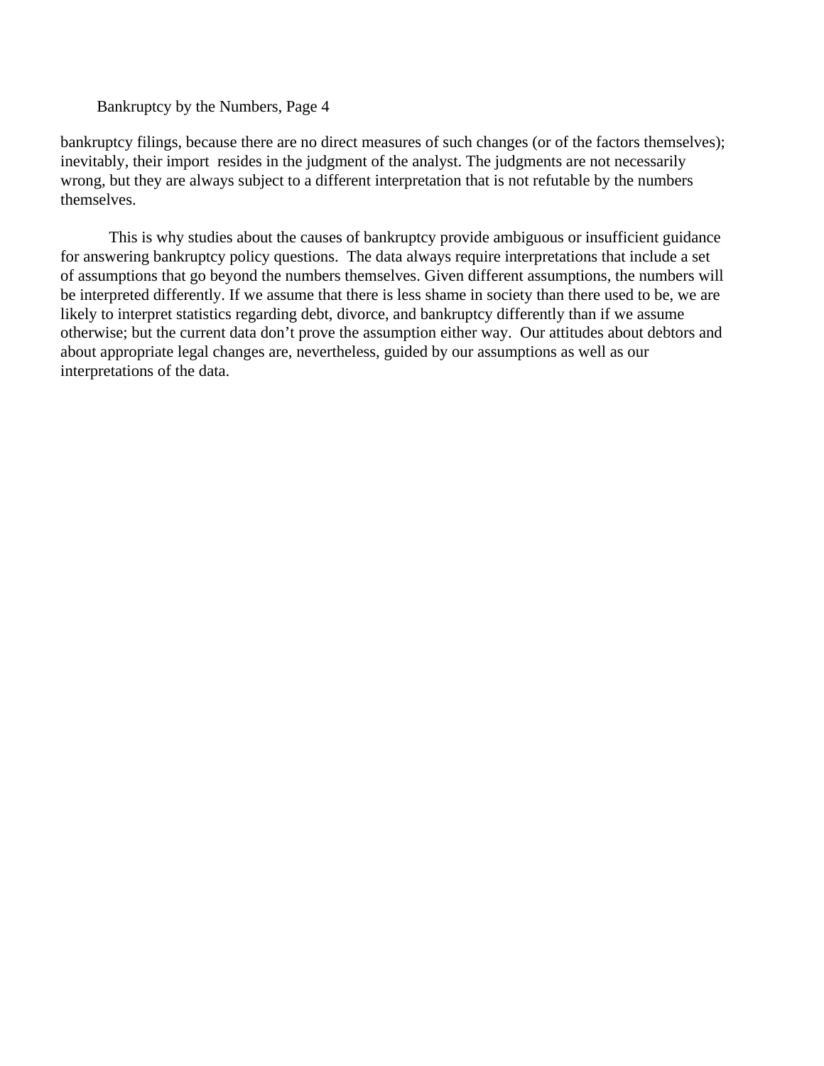bankruptcy filings, because there are no direct measures of such changes (or of the factors themselves); inevitably, their import resides in the judgment of the analyst. The judgments are not necessarily wrong, but they are always subject to a different interpretation that is not refutable by the numbers themselves.

This is why studies about the causes of bankruptcy provide ambiguous or insufficient guidance for answering bankruptcy policy questions. The data always require interpretations that include a set of assumptions that go beyond the numbers themselves. Given different assumptions, the numbers will be interpreted differently. If we assume that there is less shame in society than there used to be, we are likely to interpret statistics regarding debt, divorce, and bankruptcy differently than if we assume otherwise; but the current data don't prove the assumption either way. Our attitudes about debtors and about appropriate legal changes are, nevertheless, guided by our assumptions as well as our interpretations of the data.